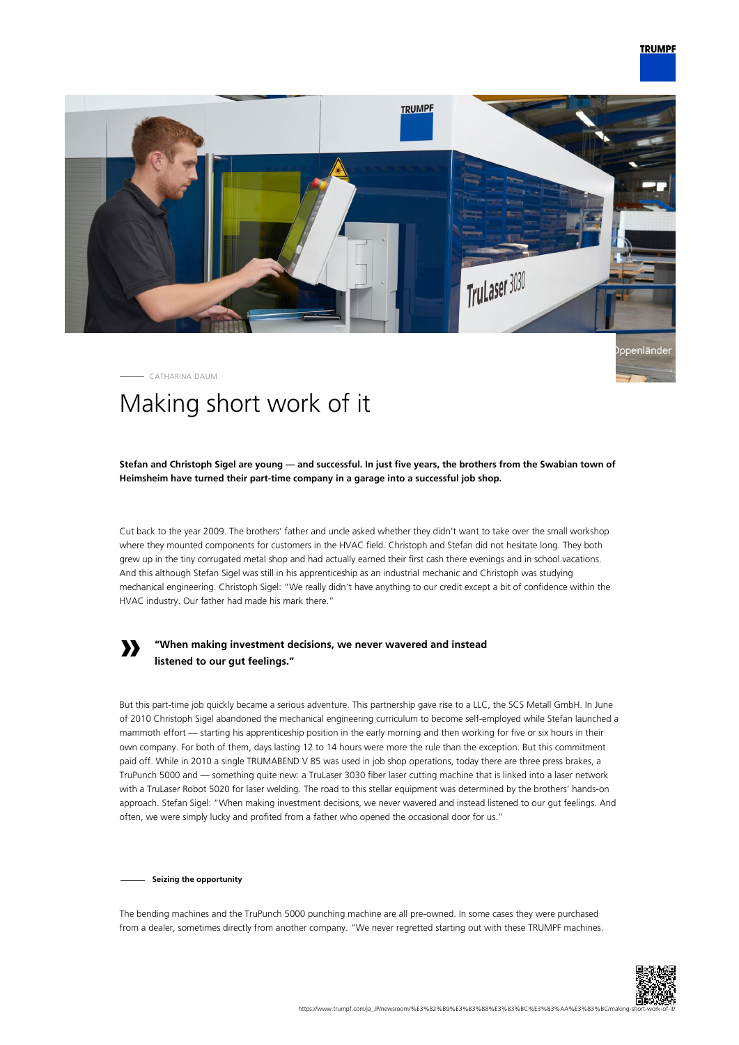CATHARINA DAUM

# Making short work of it

**Stefan and Christoph Sigel are young — and successful. In just five years, the brothers from the Swabian town of Heimsheim have turned their part-time company in a garage into a successful job shop.**

Cut back to the year 2009. The brothers' father and uncle asked whether they didn't want to take over the small workshop where they mounted components for customers in the HVAC field. Christoph and Stefan did not hesitate long. They both grew up in the tiny corrugated metal shop and had actually earned their first cash there evenings and in school vacations. And this although Stefan Sigel was still in his apprenticeship as an industrial mechanic and Christoph was studying mechanical engineering. Christoph Sigel: "We really didn't have anything to our credit except a bit of confidence within the HVAC industry. Our father had made his mark there."

> **"When making investment decisions, we never wavered and instead listened to our gut feelings."**

But this part-time job quickly became a serious adventure. This partnership gave rise to a LLC, the SCS Metall GmbH. In June of 2010 Christoph Sigel abandoned the mechanical engineering curriculum to become self-employed while Stefan launched a mammoth effort — starting his apprenticeship position in the early morning and then working for five or six hours in their own company. For both of them, days lasting 12 to 14 hours were more the rule than the exception. But this commitment paid off. While in 2010 a single TRUMABEND V 85 was used in job shop operations, today there are three press brakes, a TruPunch 5000 and — something quite new: a TruLaser 3030 fiber laser cutting machine that is linked into a laser network with a TruLaser Robot 5020 for laser welding. The road to this stellar equipment was determined by the brothers' hands-on approach. Stefan Sigel: "When making investment decisions, we never wavered and instead listened to our gut feelings. And often, we were simply lucky and profited from a father who opened the occasional door for us."

## Seizing the opportunity

The bending machines and the TruPunch 5000 punching machine are all pre-owned. In some cases they were purchased from a dealer, sometimes directly from another company. "We never regretted starting out with these TRUMPF machines.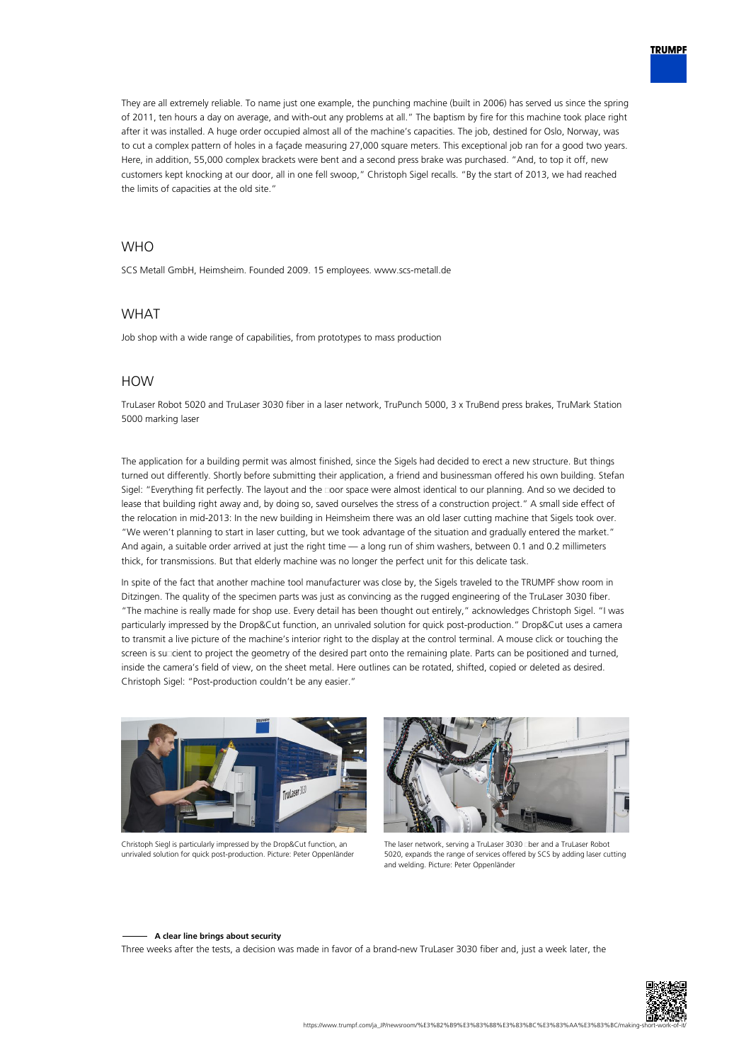They are all extremely reliable. To name just one example, the punching machine (built in 2006) has served us since the spring of 2011, ten hours a day on average, and with-out any problems at all." The baptism by fire for this machine took place right after it was installed. A huge order occupied almost all of the machine's capacities. The job, destined for Oslo, Norway, was to cut a complex pattern of holes in a façade measuring 27,000 square meters. This exceptional job ran for a good two years. Here, in addition, 55,000 complex brackets were bent and a second press brake was purchased. "And, to top it off, new customers kept knocking at our door, all in one fell swoop," Christoph Sigel recalls. "By the start of 2013, we had reached the limits of capacities at the old site."

## WHO

SCS Metall GmbH, Heimsheim. Founded 2009. 15 employees. www.scs-metall.de

## WHAT

Job shop with a wide range of capabilities, from prototypes to mass production

## HOW

TruLaser Robot 5020 and TruLaser 3030 fiber in a laser network, TruPunch 5000, 3 x TruBend press brakes, TruMark Station 5000 marking laser

The application for a building permit was almost finished, since the Sigels had decided to erect a new structure. But things turned out differently. Shortly before submitting their application, a friend and businessman offered his own building. Stefan Sigel: "Everything fit perfectly. The layout and the floor space were almost identical to our planning. And so we decided to lease that building right away and, by doing so, saved ourselves the stress of a construction project." A small side effect of the relocation in mid-2013: In the new building in Heimsheim there was an old laser cutting machine that Sigels took over. "We weren't planning to start in laser cutting, but we took advantage of the situation and gradually entered the market." And again, a suitable order arrived at just the right time — a long run of shim washers, between 0.1 and 0.2 millimeters thick, for transmissions. But that elderly machine was no longer the perfect unit for this delicate task.

In spite of the fact that another machine tool manufacturer was close by, the Sigels traveled to the TRUMPF show room in Ditzingen. The quality of the specimen parts was just as convincing as the rugged engineering of the TruLaser 3030 fiber. "The machine is really made for shop use. Every detail has been thought out entirely," acknowledges Christoph Sigel. "I was particularly impressed by the Drop&Cut function, an unrivaled solution for quick post-production." Drop&Cut uses a camera to transmit a live picture of the machine's interior right to the display at the control terminal. A mouse click or touching the screen is sufficient to project the geometry of the desired part onto the remaining plate. Parts can be positioned and turned, inside the camera's field of view, on the sheet metal. Here outlines can be rotated, shifted, copied or deleted as desired. Christoph Sigel: "Post-production couldn't be any easier."

Christoph Siegl is particularly impressed by the Drop&Cut function, an unrivaled solution for quick post-production. Picture: Peter Oppenländer

The laser network, serving a TruLaser 3030 fiber and a TruLaser Robot 5020, expands the range of services offered by SCS by adding laser cutting and welding. Picture: Peter Oppenländer

**A clear line brings about security**

Three weeks after the tests, a decision was made in favor of a brand-new TruLaser 3030 fiber and, just a week later, the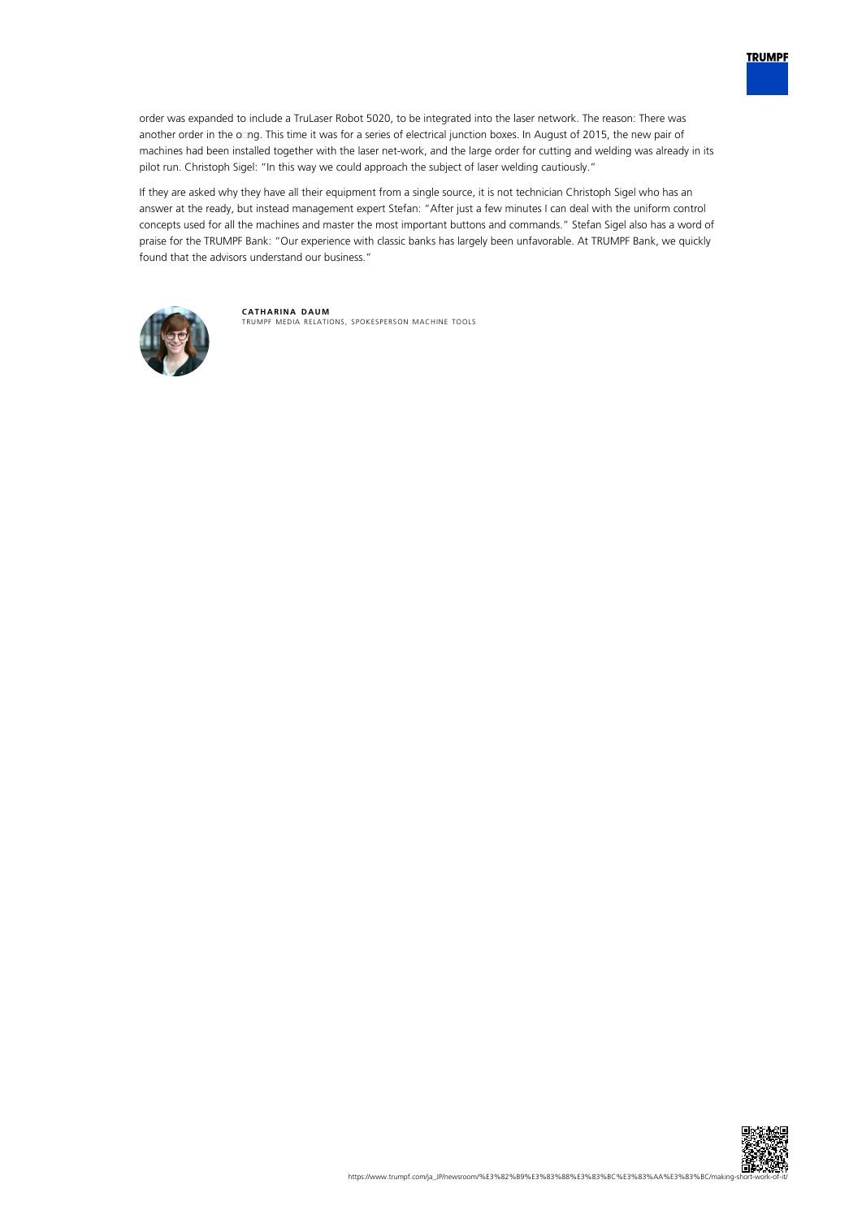order was expanded to include a TruLaser Robot 5020, to be integrated into the laser network. The reason: There was another order in the o□ng. This time it was for a series of electrical junction boxes. In August of 2015, the new pair of machines had been installed together with the laser net-work, and the large order for cutting and welding was already in its pilot run. Christoph Sigel: "In this way we could approach the subject of laser welding cautiously."

If they are asked why they have all their equipment from a single source, it is not technician Christoph Sigel who has an answer at the ready, but instead management expert Stefan: "After just a few minutes I can deal with the uniform control concepts used for all the machines and master the most important buttons and commands." Stefan Sigel also has a word of praise for the TRUMPF Bank: "Our experience with classic banks has largely been unfavorable. At TRUMPF Bank, we quickly found that the advisors understand our business."

**CATHARINA DAUM**
TRUMPF MEDIA RELATIONS, SPOKESPERSON MACHINE TOOLS